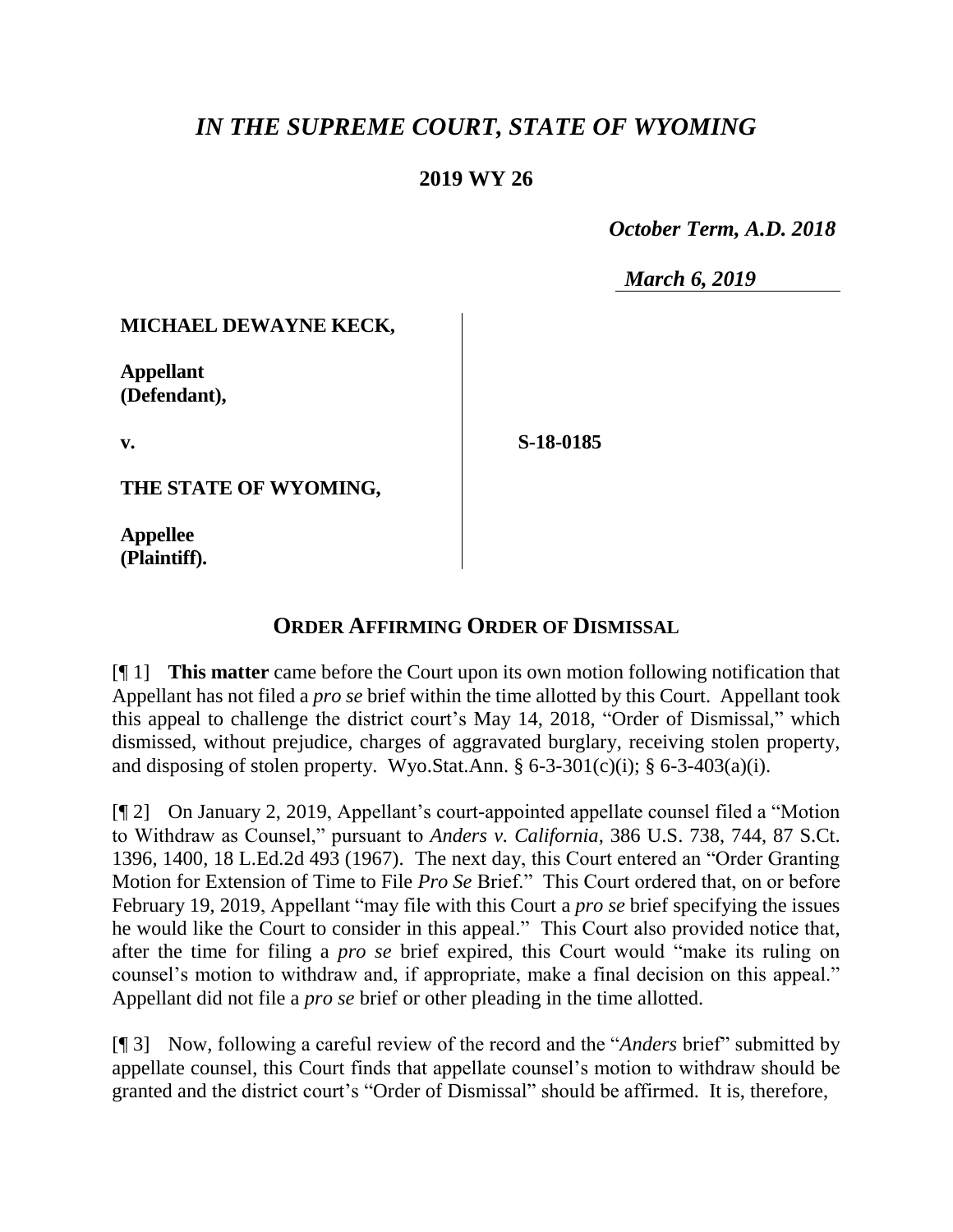# *IN THE SUPREME COURT, STATE OF WYOMING*

## 2019 WY 26

*October Term, A.D. 2018*

*March 6, 2019*

| | |
|---|---|
| **MICHAEL DEWAYNE KECK,**<br><br>**Appellant (Defendant),**<br><br>**v.**<br><br>**THE STATE OF WYOMING,**<br><br>**Appellee (Plaintiff).** | **S-18-0185** |

## ORDER AFFIRMING ORDER OF DISMISSAL

[¶ 1] **This matter** came before the Court upon its own motion following notification that Appellant has not filed a *pro se* brief within the time allotted by this Court. Appellant took this appeal to challenge the district court's May 14, 2018, "Order of Dismissal," which dismissed, without prejudice, charges of aggravated burglary, receiving stolen property, and disposing of stolen property. Wyo.Stat.Ann. § 6-3-301(c)(i); § 6-3-403(a)(i).

[¶ 2] On January 2, 2019, Appellant's court-appointed appellate counsel filed a "Motion to Withdraw as Counsel," pursuant to *Anders v. California*, 386 U.S. 738, 744, 87 S.Ct. 1396, 1400, 18 L.Ed.2d 493 (1967). The next day, this Court entered an "Order Granting Motion for Extension of Time to File *Pro Se* Brief." This Court ordered that, on or before February 19, 2019, Appellant "may file with this Court a *pro se* brief specifying the issues he would like the Court to consider in this appeal." This Court also provided notice that, after the time for filing a *pro se* brief expired, this Court would "make its ruling on counsel's motion to withdraw and, if appropriate, make a final decision on this appeal." Appellant did not file a *pro se* brief or other pleading in the time allotted.

[¶ 3] Now, following a careful review of the record and the "*Anders* brief" submitted by appellate counsel, this Court finds that appellate counsel's motion to withdraw should be granted and the district court's "Order of Dismissal" should be affirmed. It is, therefore,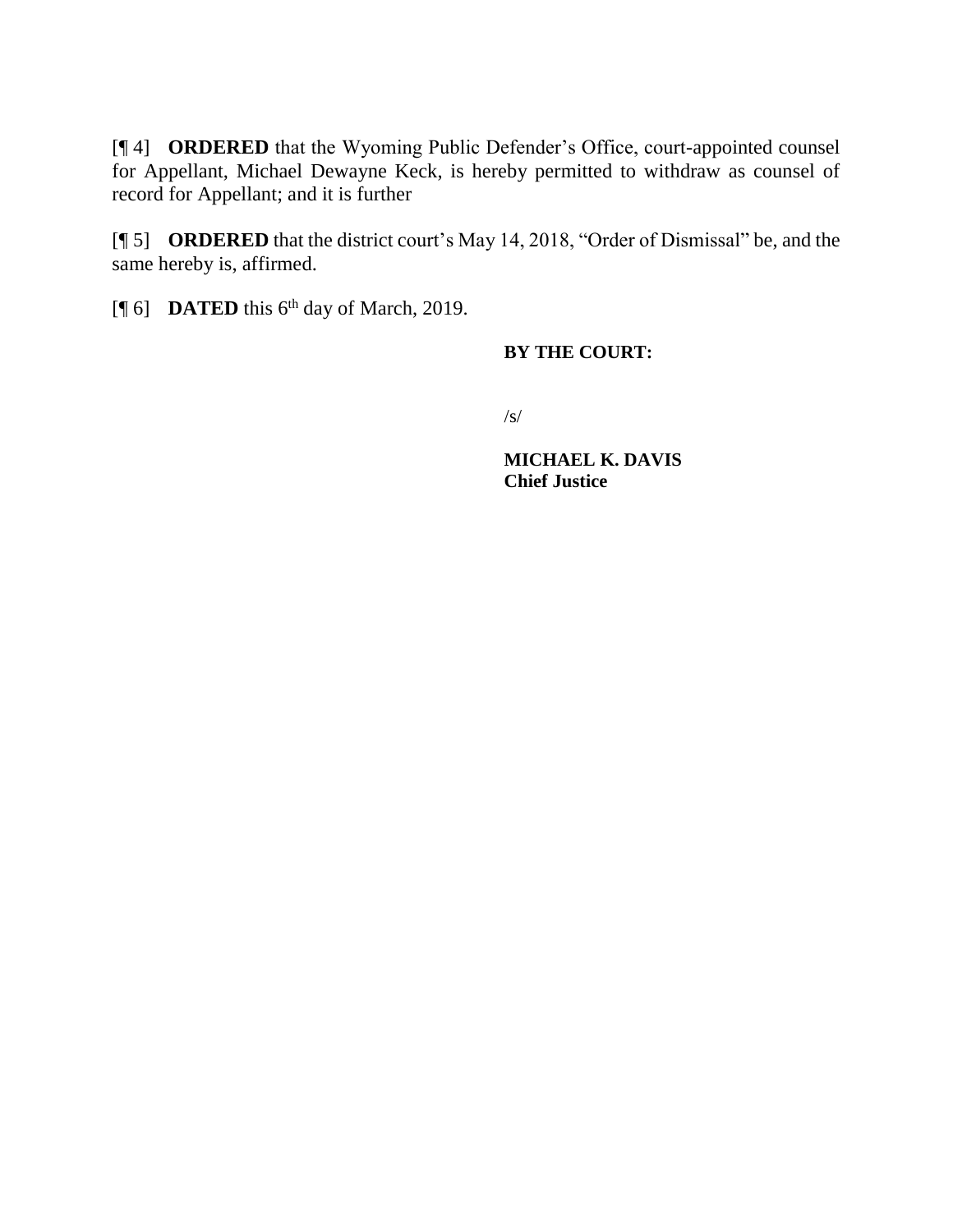[¶ 4] **ORDERED** that the Wyoming Public Defender's Office, court-appointed counsel for Appellant, Michael Dewayne Keck, is hereby permitted to withdraw as counsel of record for Appellant; and it is further

[¶ 5] **ORDERED** that the district court's May 14, 2018, "Order of Dismissal" be, and the same hereby is, affirmed.

[¶ 6] **DATED** this 6th day of March, 2019.

**BY THE COURT:**

/s/

**MICHAEL K. DAVIS**
**Chief Justice**